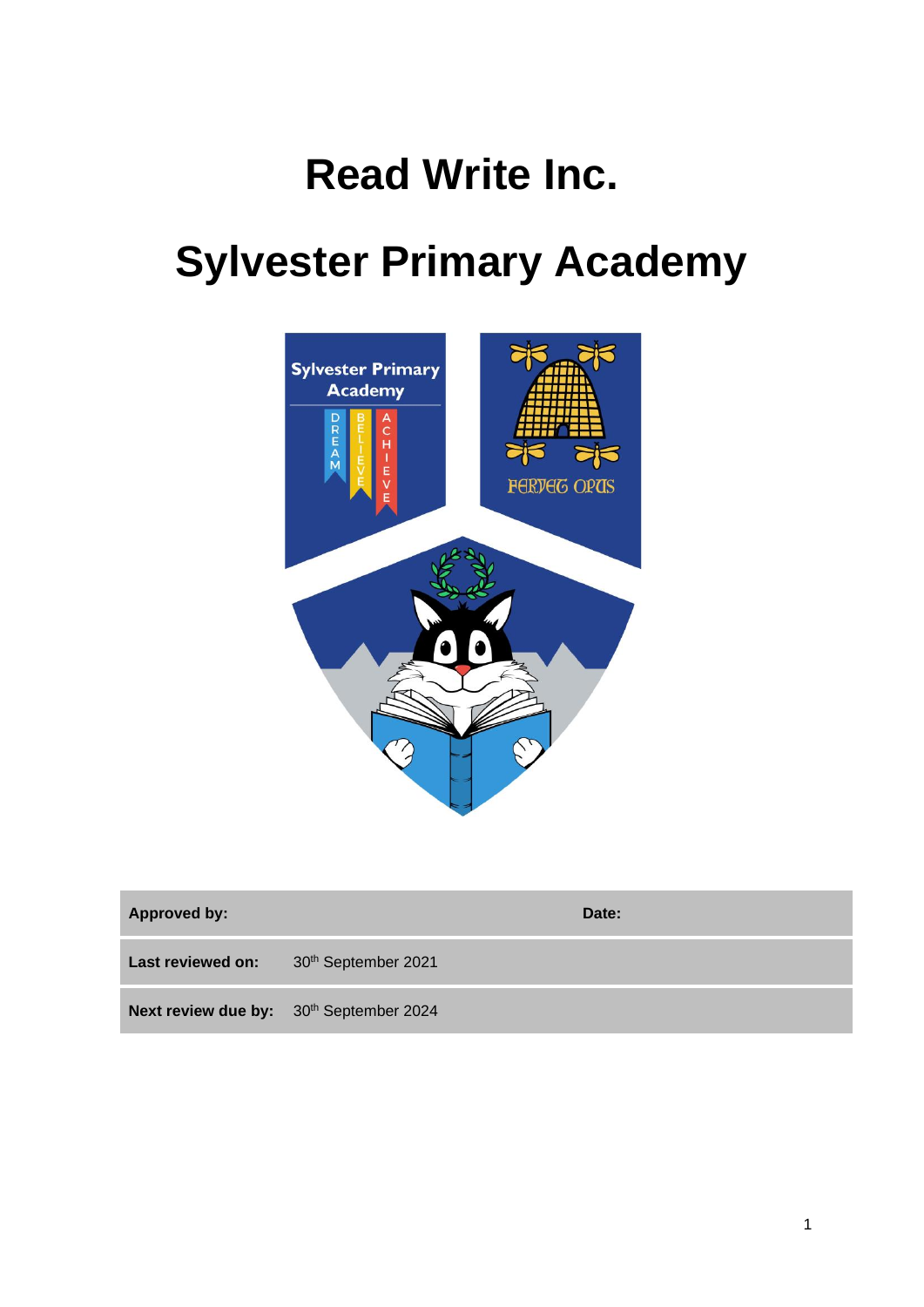# Read Write Inc.

# Sylvester Primary Academy

| | | | |
|---|---|---|---|
| **Approved by:** | | **Date:** | |
| **Last reviewed on:** | 30th September 2021 | | |
| **Next review due by:** | 30th September 2024 | | |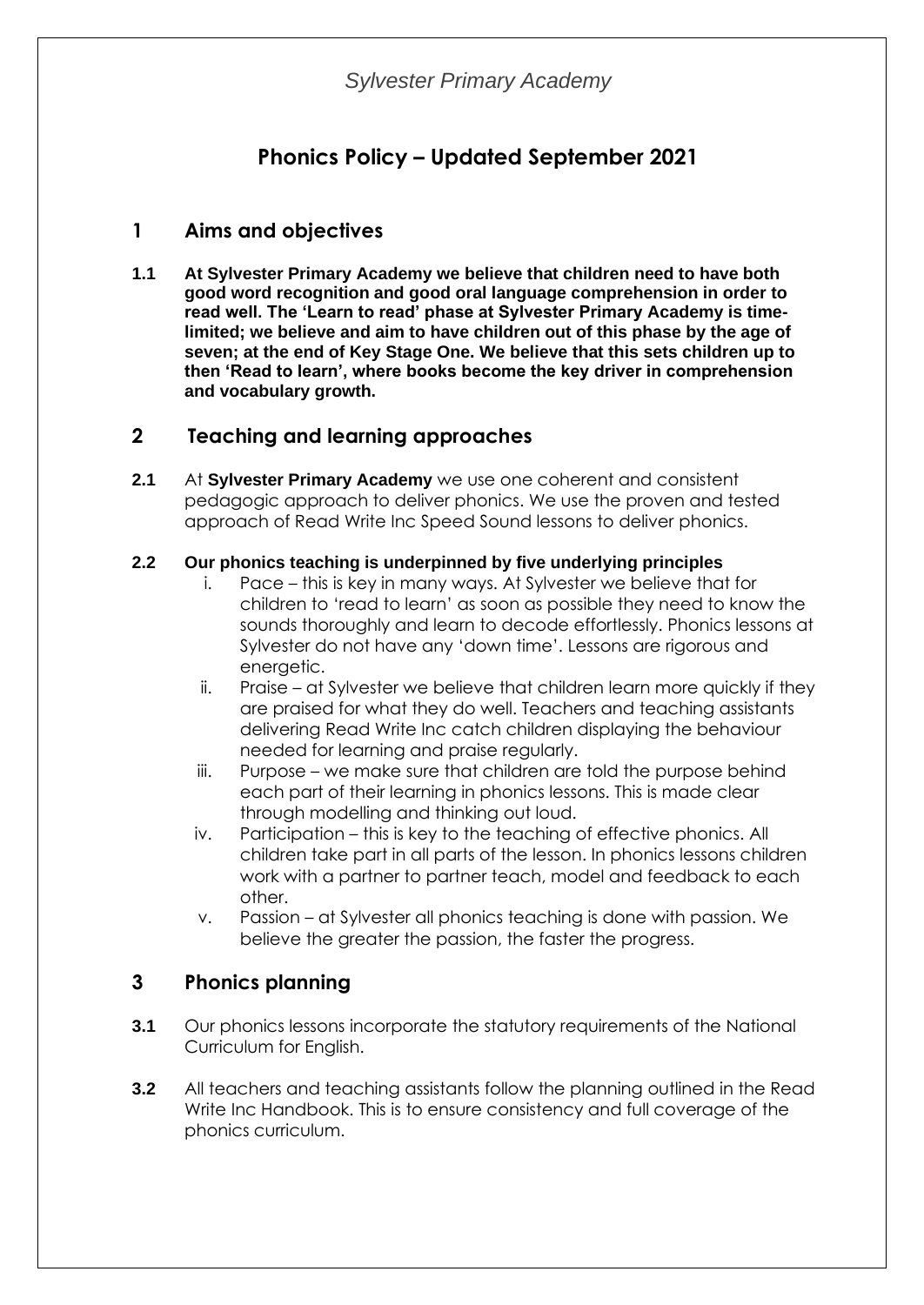*Sylvester Primary Academy*

# Phonics Policy – Updated September 2021

## 1 Aims and objectives

**1.1** **At Sylvester Primary Academy we believe that children need to have both good word recognition and good oral language comprehension in order to read well. The 'Learn to read' phase at Sylvester Primary Academy is time-limited; we believe and aim to have children out of this phase by the age of seven; at the end of Key Stage One. We believe that this sets children up to then 'Read to learn', where books become the key driver in comprehension and vocabulary growth.**

## 2 Teaching and learning approaches

**2.1** At **Sylvester Primary Academy** we use one coherent and consistent pedagogic approach to deliver phonics. We use the proven and tested approach of Read Write Inc Speed Sound lessons to deliver phonics.

**2.2** **Our phonics teaching is underpinned by five underlying principles**

i. Pace – this is key in many ways. At Sylvester we believe that for children to 'read to learn' as soon as possible they need to know the sounds thoroughly and learn to decode effortlessly. Phonics lessons at Sylvester do not have any 'down time'. Lessons are rigorous and energetic.

ii. Praise – at Sylvester we believe that children learn more quickly if they are praised for what they do well. Teachers and teaching assistants delivering Read Write Inc catch children displaying the behaviour needed for learning and praise regularly.

iii. Purpose – we make sure that children are told the purpose behind each part of their learning in phonics lessons. This is made clear through modelling and thinking out loud.

iv. Participation – this is key to the teaching of effective phonics. All children take part in all parts of the lesson. In phonics lessons children work with a partner to partner teach, model and feedback to each other.

v. Passion – at Sylvester all phonics teaching is done with passion. We believe the greater the passion, the faster the progress.

## 3 Phonics planning

**3.1** Our phonics lessons incorporate the statutory requirements of the National Curriculum for English.

**3.2** All teachers and teaching assistants follow the planning outlined in the Read Write Inc Handbook. This is to ensure consistency and full coverage of the phonics curriculum.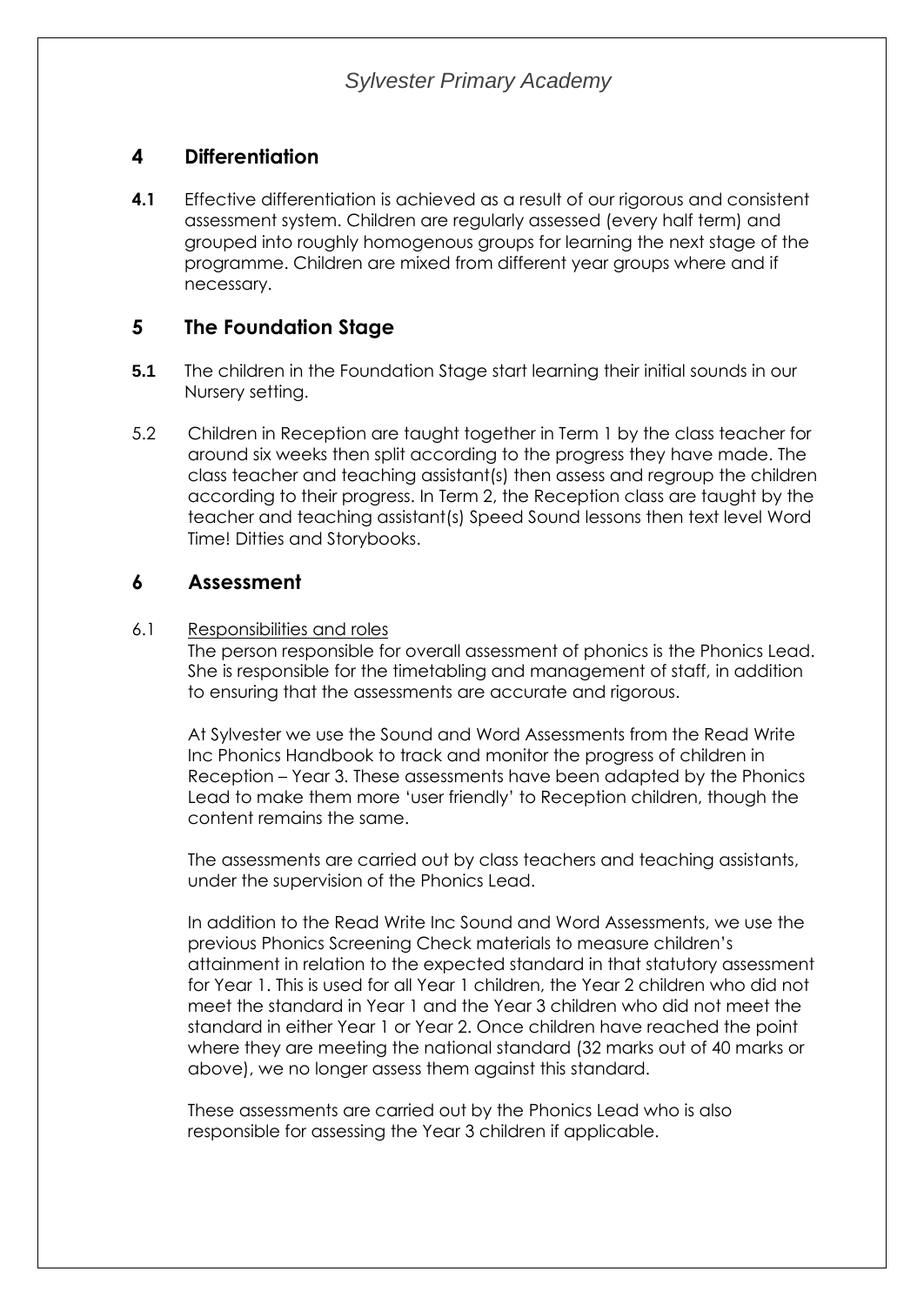## 4 Differentiation

**4.1** Effective differentiation is achieved as a result of our rigorous and consistent assessment system. Children are regularly assessed (every half term) and grouped into roughly homogenous groups for learning the next stage of the programme. Children are mixed from different year groups where and if necessary.

## 5 The Foundation Stage

**5.1** The children in the Foundation Stage start learning their initial sounds in our Nursery setting.

5.2 Children in Reception are taught together in Term 1 by the class teacher for around six weeks then split according to the progress they have made. The class teacher and teaching assistant(s) then assess and regroup the children according to their progress. In Term 2, the Reception class are taught by the teacher and teaching assistant(s) Speed Sound lessons then text level Word Time! Ditties and Storybooks.

## 6 Assessment

6.1 Responsibilities and roles

The person responsible for overall assessment of phonics is the Phonics Lead. She is responsible for the timetabling and management of staff, in addition to ensuring that the assessments are accurate and rigorous.

At Sylvester we use the Sound and Word Assessments from the Read Write Inc Phonics Handbook to track and monitor the progress of children in Reception – Year 3. These assessments have been adapted by the Phonics Lead to make them more 'user friendly' to Reception children, though the content remains the same.

The assessments are carried out by class teachers and teaching assistants, under the supervision of the Phonics Lead.

In addition to the Read Write Inc Sound and Word Assessments, we use the previous Phonics Screening Check materials to measure children's attainment in relation to the expected standard in that statutory assessment for Year 1. This is used for all Year 1 children, the Year 2 children who did not meet the standard in Year 1 and the Year 3 children who did not meet the standard in either Year 1 or Year 2. Once children have reached the point where they are meeting the national standard (32 marks out of 40 marks or above), we no longer assess them against this standard.

These assessments are carried out by the Phonics Lead who is also responsible for assessing the Year 3 children if applicable.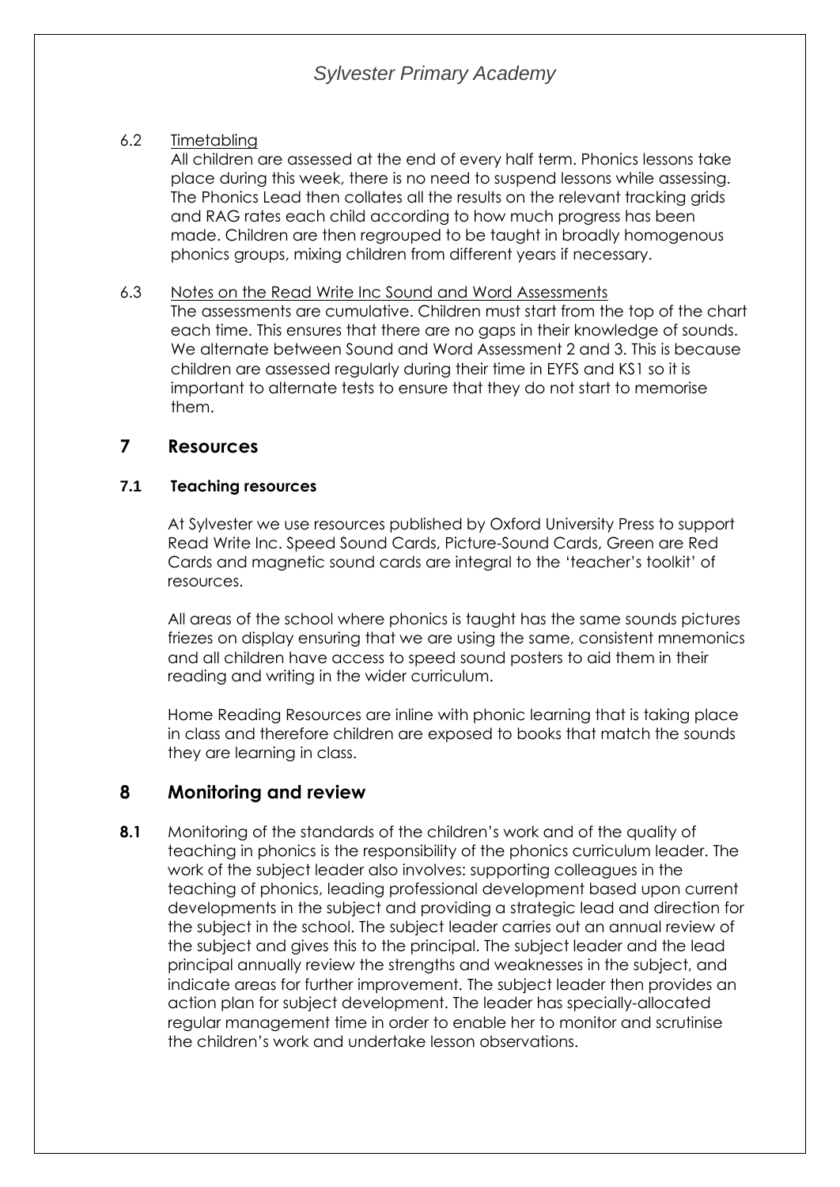6.2 Timetabling

All children are assessed at the end of every half term. Phonics lessons take place during this week, there is no need to suspend lessons while assessing. The Phonics Lead then collates all the results on the relevant tracking grids and RAG rates each child according to how much progress has been made. Children are then regrouped to be taught in broadly homogenous phonics groups, mixing children from different years if necessary.

6.3 Notes on the Read Write Inc Sound and Word Assessments

The assessments are cumulative. Children must start from the top of the chart each time. This ensures that there are no gaps in their knowledge of sounds. We alternate between Sound and Word Assessment 2 and 3. This is because children are assessed regularly during their time in EYFS and KS1 so it is important to alternate tests to ensure that they do not start to memorise them.

## 7 Resources

### 7.1 Teaching resources

At Sylvester we use resources published by Oxford University Press to support Read Write Inc. Speed Sound Cards, Picture-Sound Cards, Green are Red Cards and magnetic sound cards are integral to the 'teacher's toolkit' of resources.

All areas of the school where phonics is taught has the same sounds pictures friezes on display ensuring that we are using the same, consistent mnemonics and all children have access to speed sound posters to aid them in their reading and writing in the wider curriculum.

Home Reading Resources are inline with phonic learning that is taking place in class and therefore children are exposed to books that match the sounds they are learning in class.

## 8 Monitoring and review

**8.1** Monitoring of the standards of the children's work and of the quality of teaching in phonics is the responsibility of the phonics curriculum leader. The work of the subject leader also involves: supporting colleagues in the teaching of phonics, leading professional development based upon current developments in the subject and providing a strategic lead and direction for the subject in the school. The subject leader carries out an annual review of the subject and gives this to the principal. The subject leader and the lead principal annually review the strengths and weaknesses in the subject, and indicate areas for further improvement. The subject leader then provides an action plan for subject development. The leader has specially-allocated regular management time in order to enable her to monitor and scrutinise the children's work and undertake lesson observations.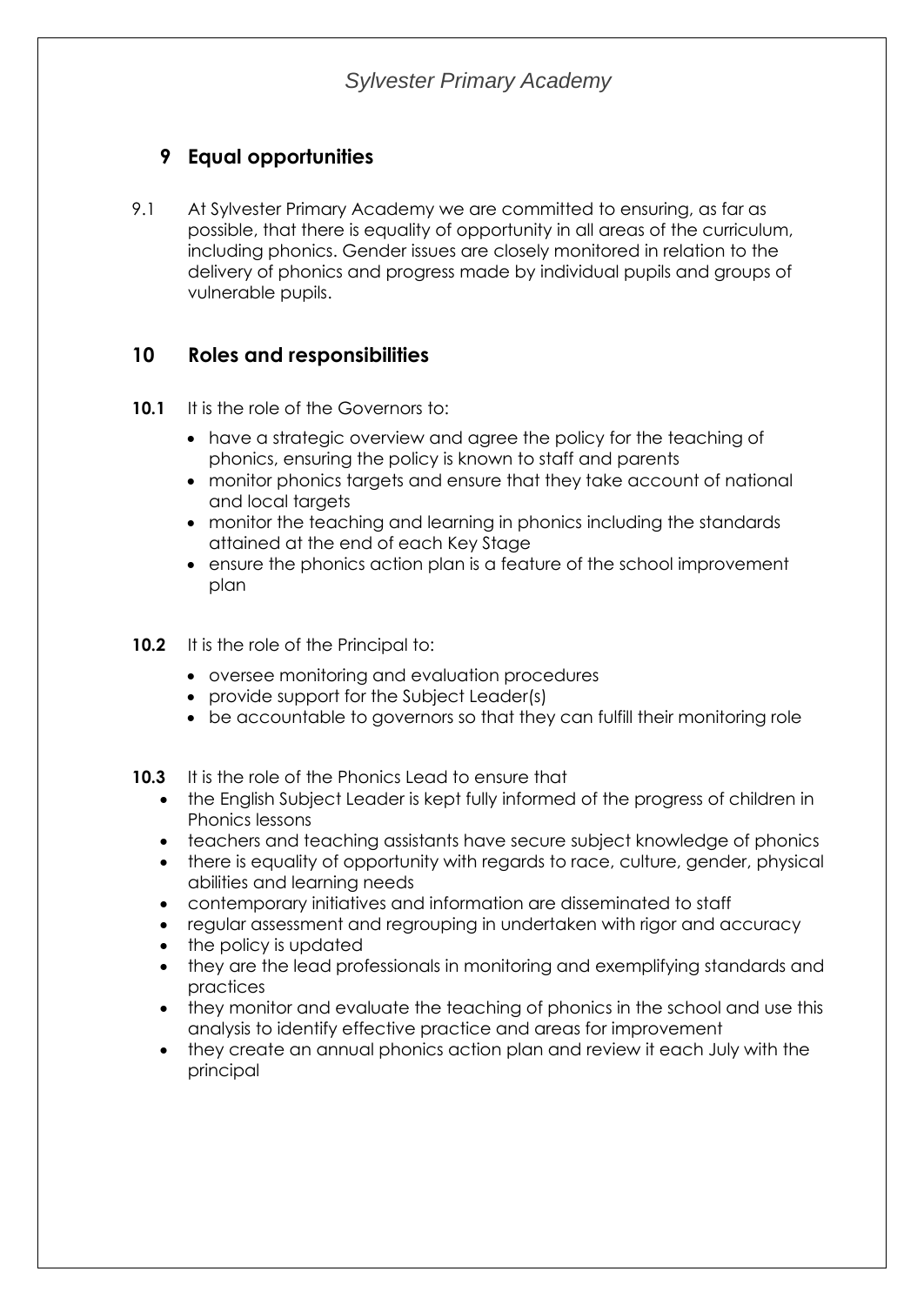## 9 Equal opportunities

9.1 At Sylvester Primary Academy we are committed to ensuring, as far as possible, that there is equality of opportunity in all areas of the curriculum, including phonics. Gender issues are closely monitored in relation to the delivery of phonics and progress made by individual pupils and groups of vulnerable pupils.

## 10 Roles and responsibilities

**10.1** It is the role of the Governors to:

- have a strategic overview and agree the policy for the teaching of phonics, ensuring the policy is known to staff and parents
- monitor phonics targets and ensure that they take account of national and local targets
- monitor the teaching and learning in phonics including the standards attained at the end of each Key Stage
- ensure the phonics action plan is a feature of the school improvement plan

**10.2** It is the role of the Principal to:

- oversee monitoring and evaluation procedures
- provide support for the Subject Leader(s)
- be accountable to governors so that they can fulfill their monitoring role

**10.3** It is the role of the Phonics Lead to ensure that

- the English Subject Leader is kept fully informed of the progress of children in Phonics lessons
- teachers and teaching assistants have secure subject knowledge of phonics
- there is equality of opportunity with regards to race, culture, gender, physical abilities and learning needs
- contemporary initiatives and information are disseminated to staff
- regular assessment and regrouping in undertaken with rigor and accuracy
- the policy is updated
- they are the lead professionals in monitoring and exemplifying standards and practices
- they monitor and evaluate the teaching of phonics in the school and use this analysis to identify effective practice and areas for improvement
- they create an annual phonics action plan and review it each July with the principal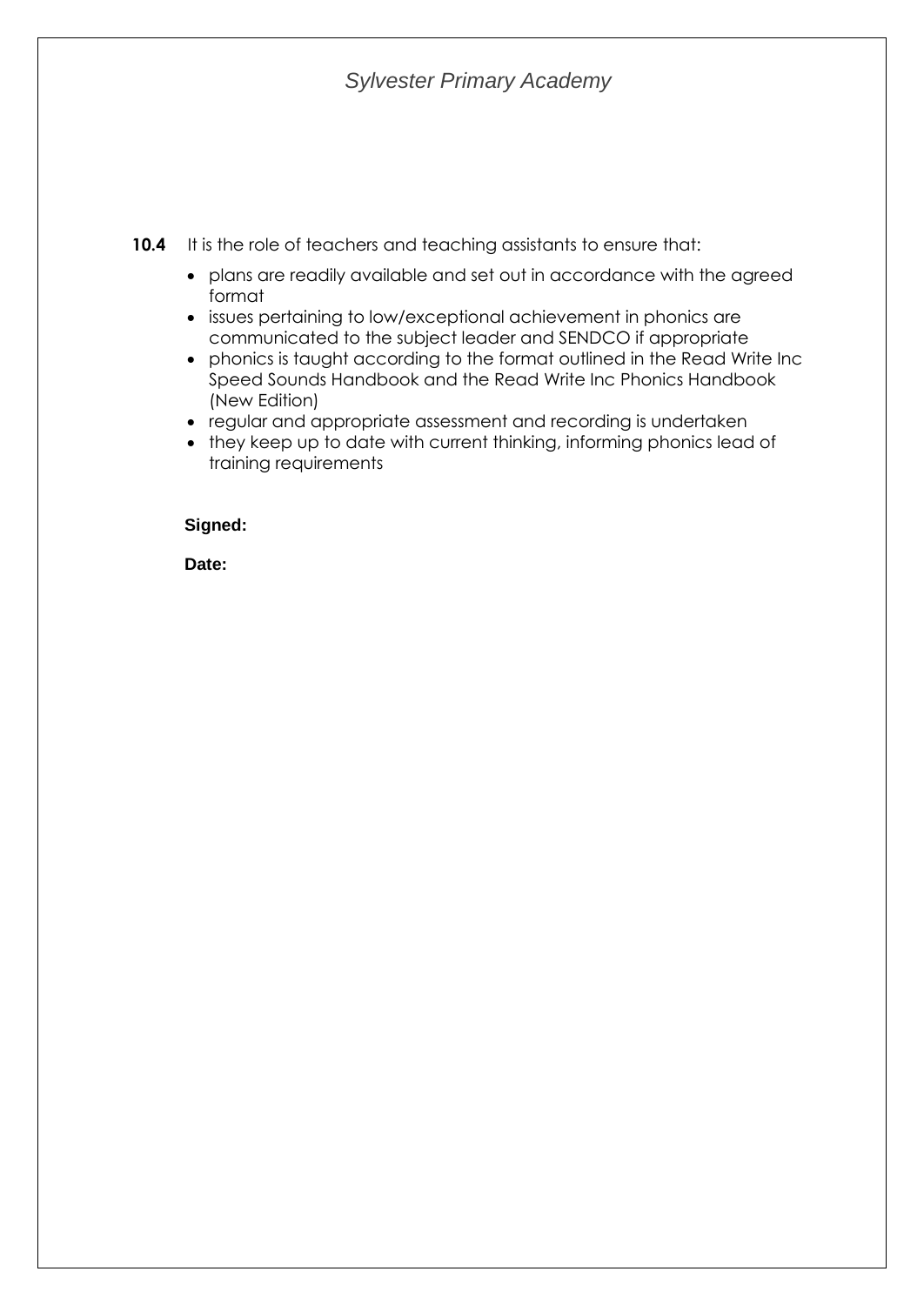**10.4** It is the role of teachers and teaching assistants to ensure that:

- plans are readily available and set out in accordance with the agreed format
- issues pertaining to low/exceptional achievement in phonics are communicated to the subject leader and SENDCO if appropriate
- phonics is taught according to the format outlined in the Read Write Inc Speed Sounds Handbook and the Read Write Inc Phonics Handbook (New Edition)
- regular and appropriate assessment and recording is undertaken
- they keep up to date with current thinking, informing phonics lead of training requirements

**Signed:**

**Date:**